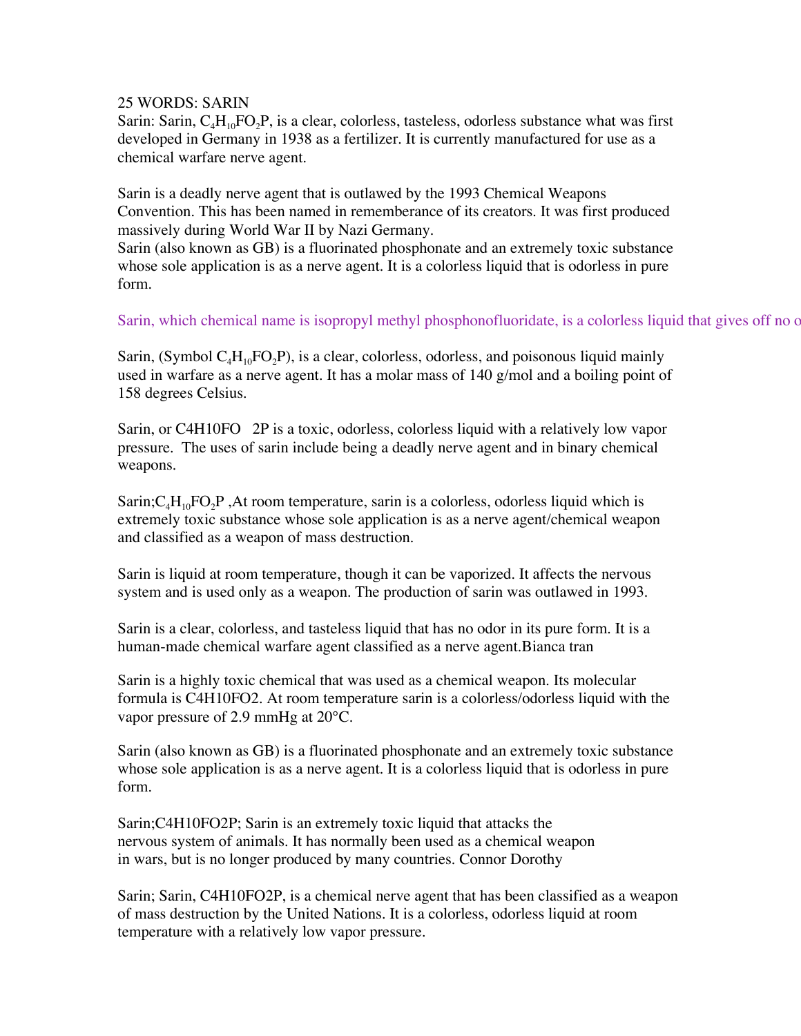25 WORDS: SARIN

Sarin: Sarin, $C_4H_{10}FO_2P$, is a clear, colorless, tasteless, odorless substance what was first developed in Germany in 1938 as a fertilizer. It is currently manufactured for use as a chemical warfare nerve agent.

Sarin is a deadly nerve agent that is outlawed by the 1993 Chemical Weapons Convention. This has been named in rememberance of its creators. It was first produced massively during World War II by Nazi Germany.

Sarin (also known as GB) is a fluorinated phosphonate and an extremely toxic substance whose sole application is as a nerve agent. It is a colorless liquid that is odorless in pure form.

Sarin, which chemical name is isopropyl methyl phosphonofluoridate, is a colorless liquid that gives off no o

Sarin, (Symbol $C_4H_{10}FO_2P$), is a clear, colorless, odorless, and poisonous liquid mainly used in warfare as a nerve agent. It has a molar mass of 140 g/mol and a boiling point of 158 degrees Celsius.

Sarin, or C4H10FO 2P is a toxic, odorless, colorless liquid with a relatively low vapor pressure. The uses of sarin include being a deadly nerve agent and in binary chemical weapons.

Sarin;$C_4H_{10}FO_2P$ ,At room temperature, sarin is a colorless, odorless liquid which is extremely toxic substance whose sole application is as a nerve agent/chemical weapon and classified as a weapon of mass destruction.

Sarin is liquid at room temperature, though it can be vaporized. It affects the nervous system and is used only as a weapon. The production of sarin was outlawed in 1993.

Sarin is a clear, colorless, and tasteless liquid that has no odor in its pure form. It is a human-made chemical warfare agent classified as a nerve agent.Bianca tran

Sarin is a highly toxic chemical that was used as a chemical weapon. Its molecular formula is C4H10FO2. At room temperature sarin is a colorless/odorless liquid with the vapor pressure of 2.9 mmHg at 20°C.

Sarin (also known as GB) is a fluorinated phosphonate and an extremely toxic substance whose sole application is as a nerve agent. It is a colorless liquid that is odorless in pure form.

Sarin;C4H10FO2P; Sarin is an extremely toxic liquid that attacks the nervous system of animals. It has normally been used as a chemical weapon in wars, but is no longer produced by many countries. Connor Dorothy

Sarin; Sarin, C4H10FO2P, is a chemical nerve agent that has been classified as a weapon of mass destruction by the United Nations. It is a colorless, odorless liquid at room temperature with a relatively low vapor pressure.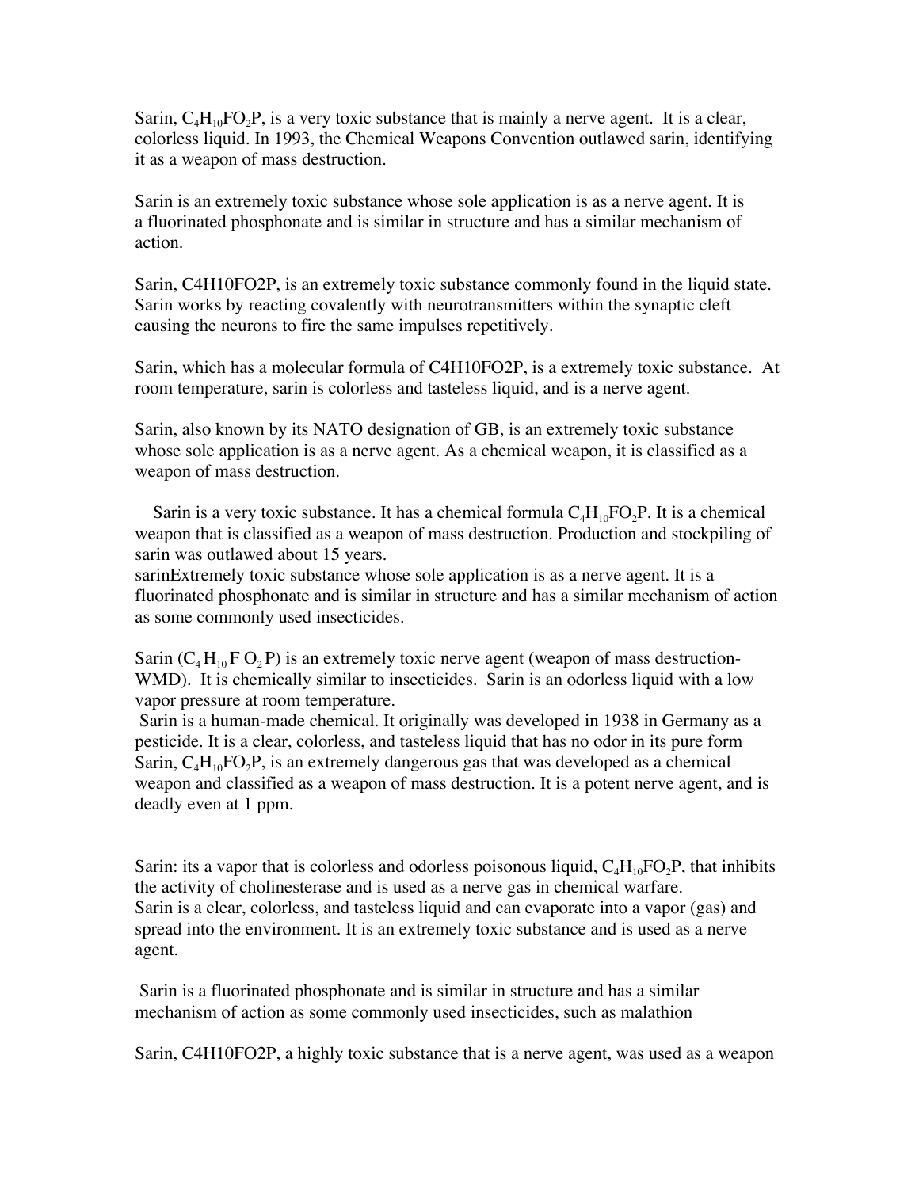Sarin, $C_4H_{10}FO_2P$, is a very toxic substance that is mainly a nerve agent. It is a clear, colorless liquid. In 1993, the Chemical Weapons Convention outlawed sarin, identifying it as a weapon of mass destruction.

Sarin is an extremely toxic substance whose sole application is as a nerve agent. It is a fluorinated phosphonate and is similar in structure and has a similar mechanism of action.

Sarin, C4H10FO2P, is an extremely toxic substance commonly found in the liquid state. Sarin works by reacting covalently with neurotransmitters within the synaptic cleft causing the neurons to fire the same impulses repetitively.

Sarin, which has a molecular formula of C4H10FO2P, is a extremely toxic substance. At room temperature, sarin is colorless and tasteless liquid, and is a nerve agent.

Sarin, also known by its NATO designation of GB, is an extremely toxic substance whose sole application is as a nerve agent. As a chemical weapon, it is classified as a weapon of mass destruction.

Sarin is a very toxic substance. It has a chemical formula $C_4H_{10}FO_2P$. It is a chemical weapon that is classified as a weapon of mass destruction. Production and stockpiling of sarin was outlawed about 15 years.
sarinExtremely toxic substance whose sole application is as a nerve agent. It is a fluorinated phosphonate and is similar in structure and has a similar mechanism of action as some commonly used insecticides.

Sarin ($C_4H_{10}FO_2P$) is an extremely toxic nerve agent (weapon of mass destruction-WMD). It is chemically similar to insecticides. Sarin is an odorless liquid with a low vapor pressure at room temperature.
Sarin is a human-made chemical. It originally was developed in 1938 in Germany as a pesticide. It is a clear, colorless, and tasteless liquid that has no odor in its pure form
Sarin, $C_4H_{10}FO_2P$, is an extremely dangerous gas that was developed as a chemical weapon and classified as a weapon of mass destruction. It is a potent nerve agent, and is deadly even at 1 ppm.

Sarin: its a vapor that is colorless and odorless poisonous liquid, $C_4H_{10}FO_2P$, that inhibits the activity of cholinesterase and is used as a nerve gas in chemical warfare.
Sarin is a clear, colorless, and tasteless liquid and can evaporate into a vapor (gas) and spread into the environment. It is an extremely toxic substance and is used as a nerve agent.

Sarin is a fluorinated phosphonate and is similar in structure and has a similar mechanism of action as some commonly used insecticides, such as malathion

Sarin, C4H10FO2P, a highly toxic substance that is a nerve agent, was used as a weapon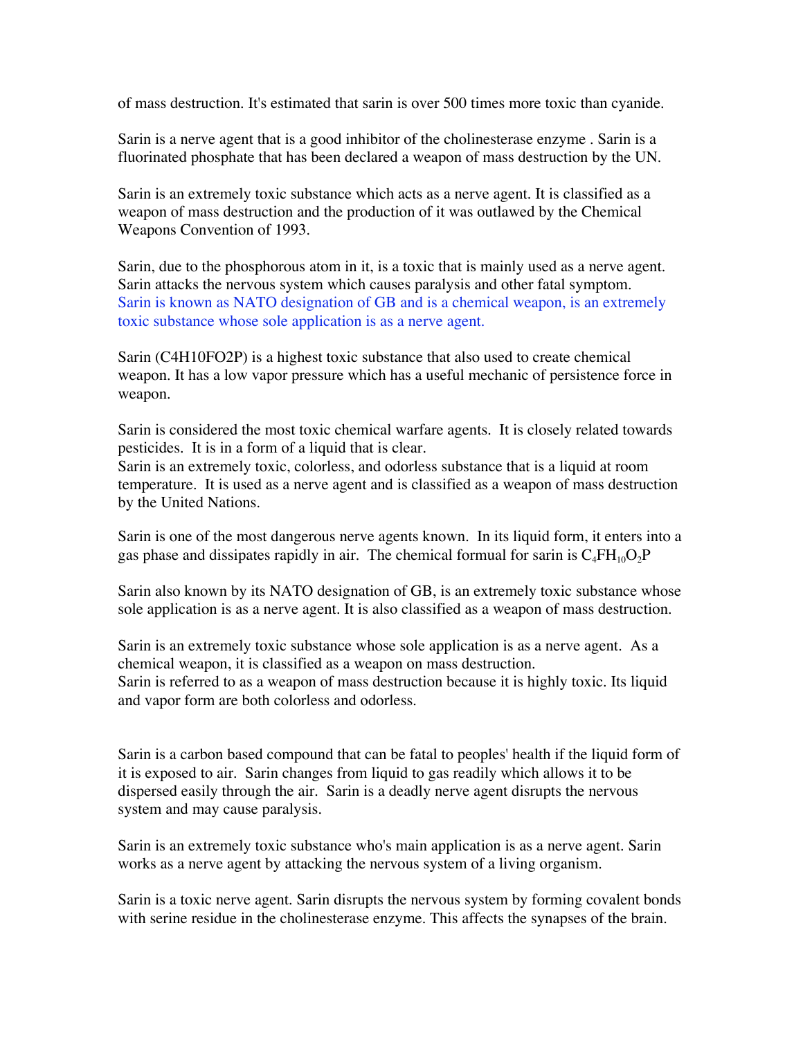of mass destruction. It's estimated that sarin is over 500 times more toxic than cyanide.

Sarin is a nerve agent that is a good inhibitor of the cholinesterase enzyme . Sarin is a fluorinated phosphate that has been declared a weapon of mass destruction by the UN.

Sarin is an extremely toxic substance which acts as a nerve agent. It is classified as a weapon of mass destruction and the production of it was outlawed by the Chemical Weapons Convention of 1993.

Sarin, due to the phosphorous atom in it, is a toxic that is mainly used as a nerve agent. Sarin attacks the nervous system which causes paralysis and other fatal symptom. Sarin is known as NATO designation of GB and is a chemical weapon, is an extremely toxic substance whose sole application is as a nerve agent.

Sarin (C4H10FO2P) is a highest toxic substance that also used to create chemical weapon. It has a low vapor pressure which has a useful mechanic of persistence force in weapon.

Sarin is considered the most toxic chemical warfare agents. It is closely related towards pesticides. It is in a form of a liquid that is clear.
Sarin is an extremely toxic, colorless, and odorless substance that is a liquid at room temperature. It is used as a nerve agent and is classified as a weapon of mass destruction by the United Nations.

Sarin is one of the most dangerous nerve agents known. In its liquid form, it enters into a gas phase and dissipates rapidly in air. The chemical formual for sarin is $C_4FH_{10}O_2P$

Sarin also known by its NATO designation of GB, is an extremely toxic substance whose sole application is as a nerve agent. It is also classified as a weapon of mass destruction.

Sarin is an extremely toxic substance whose sole application is as a nerve agent. As a chemical weapon, it is classified as a weapon on mass destruction.
Sarin is referred to as a weapon of mass destruction because it is highly toxic. Its liquid and vapor form are both colorless and odorless.

Sarin is a carbon based compound that can be fatal to peoples' health if the liquid form of it is exposed to air. Sarin changes from liquid to gas readily which allows it to be dispersed easily through the air. Sarin is a deadly nerve agent disrupts the nervous system and may cause paralysis.

Sarin is an extremely toxic substance who's main application is as a nerve agent. Sarin works as a nerve agent by attacking the nervous system of a living organism.

Sarin is a toxic nerve agent. Sarin disrupts the nervous system by forming covalent bonds with serine residue in the cholinesterase enzyme. This affects the synapses of the brain.